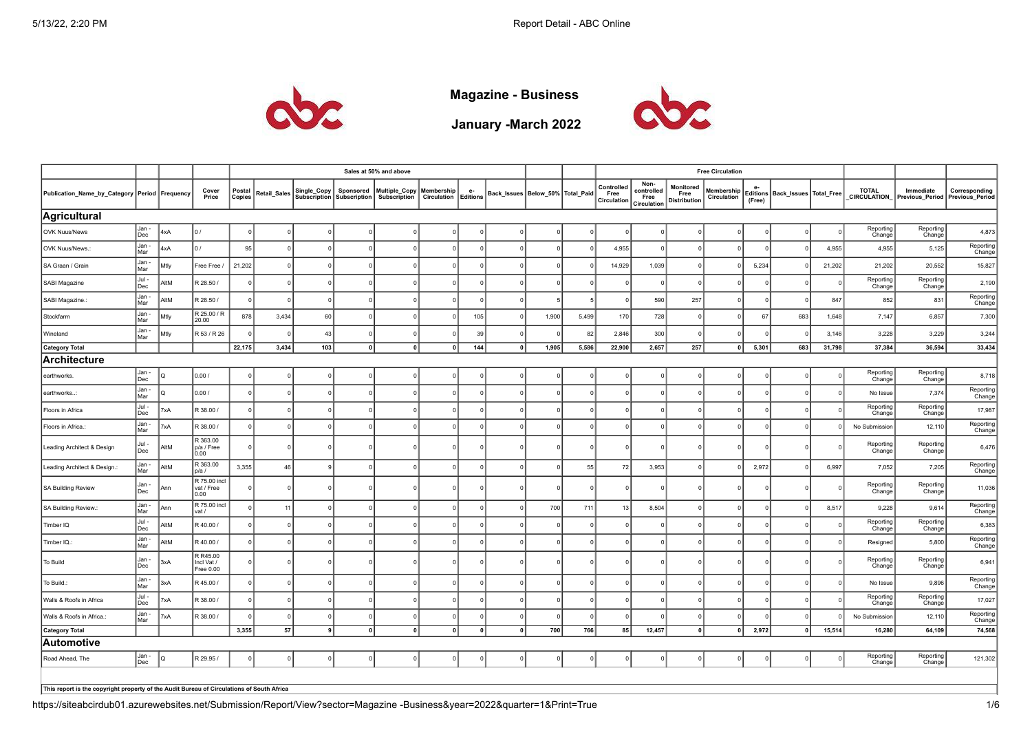# Magazine - Business

## January -March 2022

| | | | | Sales at 50% and above | | | | | | | | | | | Free Circulation | | | | | | | | | |
|---|---|---|---|---|---|---|---|---|---|---|---|---|---|---|---|---|---|---|---|---|---|---|---|---|
| Publication_Name_by_Category | Period | Frequency | Cover Price | Postal Copies | Retail_Sales | Single_Copy Subscription | Sponsored Subscription | Multiple_Copy Subscription | Membership Circulation | e-Editions | Back_Issues | Below_50% | Total_Paid | Controlled Free Circulation | Non-controlled Free Circulation | Monitored Free Distribution | Membership Circulation | e-Editions (Free) | Back_Issues | Total_Free | TOTAL _CIRCULATION_ | Immediate Previous_Period | Corresponding Previous_Period |
| **Agricultural** | | | | | | | | | | | | | | | | | | | | | | | |
| OVK Nuus/News | Jan - Dec | 4xA | 0 / | 0 | 0 | 0 | 0 | 0 | 0 | 0 | 0 | 0 | 0 | 0 | 0 | 0 | 0 | 0 | 0 | 0 | Reporting Change | Reporting Change | 4,873 |
| OVK Nuus/News.: | Jan - Mar | 4xA | 0 / | 95 | 0 | 0 | 0 | 0 | 0 | 0 | 0 | 0 | 0 | 4,955 | 0 | 0 | 0 | 0 | 0 | 4,955 | 4,955 | 5,125 | Reporting Change |
| SA Graan / Grain | Jan - Mar | Mtly | Free Free / | 21,202 | 0 | 0 | 0 | 0 | 0 | 0 | 0 | 0 | 0 | 14,929 | 1,039 | 0 | 0 | 5,234 | 0 | 21,202 | 21,202 | 20,552 | 15,827 |
| SABI Magazine | Jul - Dec | AltM | R 28.50 / | 0 | 0 | 0 | 0 | 0 | 0 | 0 | 0 | 0 | 0 | 0 | 0 | 0 | 0 | 0 | 0 | 0 | Reporting Change | Reporting Change | 2,190 |
| SABI Magazine.: | Jan - Mar | AltM | R 28.50 / | 0 | 0 | 0 | 0 | 0 | 0 | 0 | 0 | 5 | 5 | 0 | 590 | 257 | 0 | 0 | 0 | 847 | 852 | 831 | Reporting Change |
| Stockfarm | Jan - Mar | Mtly | R 25.00 / R 20.00 | 878 | 3,434 | 60 | 0 | 0 | 0 | 105 | 0 | 1,900 | 5,499 | 170 | 728 | 0 | 0 | 67 | 683 | 1,648 | 7,147 | 6,857 | 7,300 |
| Wineland | Jan - Mar | Mtly | R 53 / R 26 | 0 | 0 | 43 | 0 | 0 | 0 | 39 | 0 | 0 | 82 | 2,846 | 300 | 0 | 0 | 0 | 0 | 3,146 | 3,228 | 3,229 | 3,244 |
| **Category Total** | | | | **22,175** | **3,434** | **103** | **0** | **0** | **0** | **144** | **0** | **1,905** | **5,586** | **22,900** | **2,657** | **257** | **0** | **5,301** | **683** | **31,798** | **37,384** | **36,594** | **33,434** |
| **Architecture** | | | | | | | | | | | | | | | | | | | | | | | |
| earthworks. | Jan - Dec | Q | 0.00 / | 0 | 0 | 0 | 0 | 0 | 0 | 0 | 0 | 0 | 0 | 0 | 0 | 0 | 0 | 0 | 0 | 0 | Reporting Change | Reporting Change | 8,718 |
| earthworks..: | Jan - Mar | Q | 0.00 / | 0 | 0 | 0 | 0 | 0 | 0 | 0 | 0 | 0 | 0 | 0 | 0 | 0 | 0 | 0 | 0 | 0 | No Issue | 7,374 | Reporting Change |
| Floors in Africa | Jul - Dec | 7xA | R 38.00 / | 0 | 0 | 0 | 0 | 0 | 0 | 0 | 0 | 0 | 0 | 0 | 0 | 0 | 0 | 0 | 0 | 0 | Reporting Change | Reporting Change | 17,987 |
| Floors in Africa.: | Jan - Mar | 7xA | R 38.00 / | 0 | 0 | 0 | 0 | 0 | 0 | 0 | 0 | 0 | 0 | 0 | 0 | 0 | 0 | 0 | 0 | 0 | No Submission | 12,110 | Reporting Change |
| Leading Architect & Design | Jul - Dec | AltM | R 363.00 p/a / Free 0.00 | 0 | 0 | 0 | 0 | 0 | 0 | 0 | 0 | 0 | 0 | 0 | 0 | 0 | 0 | 0 | 0 | 0 | Reporting Change | Reporting Change | 6,476 |
| Leading Architect & Design.: | Jan - Mar | AltM | R 363.00 p/a / | 3,355 | 46 | 9 | 0 | 0 | 0 | 0 | 0 | 0 | 55 | 72 | 3,953 | 0 | 0 | 2,972 | 0 | 6,997 | 7,052 | 7,205 | Reporting Change |
| SA Building Review | Jan - Dec | Ann | R 75.00 incl vat / Free 0.00 | 0 | 0 | 0 | 0 | 0 | 0 | 0 | 0 | 0 | 0 | 0 | 0 | 0 | 0 | 0 | 0 | 0 | Reporting Change | Reporting Change | 11,036 |
| SA Building Review.: | Jan - Mar | Ann | R 75.00 incl vat / | 0 | 11 | 0 | 0 | 0 | 0 | 0 | 0 | 700 | 711 | 13 | 8,504 | 0 | 0 | 0 | 0 | 8,517 | 9,228 | 9,614 | Reporting Change |
| Timber IQ | Jul - Dec | AltM | R 40.00 / | 0 | 0 | 0 | 0 | 0 | 0 | 0 | 0 | 0 | 0 | 0 | 0 | 0 | 0 | 0 | 0 | 0 | Reporting Change | Reporting Change | 6,383 |
| Timber IQ.: | Jan - Mar | AltM | R 40.00 / | 0 | 0 | 0 | 0 | 0 | 0 | 0 | 0 | 0 | 0 | 0 | 0 | 0 | 0 | 0 | 0 | 0 | Resigned | 5,800 | Reporting Change |
| To Build | Jan - Dec | 3xA | R R45.00 Incl Vat / Free 0.00 | 0 | 0 | 0 | 0 | 0 | 0 | 0 | 0 | 0 | 0 | 0 | 0 | 0 | 0 | 0 | 0 | 0 | Reporting Change | Reporting Change | 6,941 |
| To Build.: | Jan - Mar | 3xA | R 45.00 / | 0 | 0 | 0 | 0 | 0 | 0 | 0 | 0 | 0 | 0 | 0 | 0 | 0 | 0 | 0 | 0 | 0 | No Issue | 9,896 | Reporting Change |
| Walls & Roofs in Africa | Jul - Dec | 7xA | R 38.00 / | 0 | 0 | 0 | 0 | 0 | 0 | 0 | 0 | 0 | 0 | 0 | 0 | 0 | 0 | 0 | 0 | 0 | Reporting Change | Reporting Change | 17,027 |
| Walls & Roofs in Africa.: | Jan - Mar | 7xA | R 38.00 / | 0 | 0 | 0 | 0 | 0 | 0 | 0 | 0 | 0 | 0 | 0 | 0 | 0 | 0 | 0 | 0 | 0 | No Submission | 12,110 | Reporting Change |
| **Category Total** | | | | **3,355** | **57** | **9** | **0** | **0** | **0** | **0** | **0** | **700** | **766** | **85** | **12,457** | **0** | **0** | **2,972** | **0** | **15,514** | **16,280** | **64,109** | **74,568** |
| **Automotive** | | | | | | | | | | | | | | | | | | | | | | | |
| Road Ahead, The | Jan - Dec | Q | R 29.95 / | 0 | 0 | 0 | 0 | 0 | 0 | 0 | 0 | 0 | 0 | 0 | 0 | 0 | 0 | 0 | 0 | 0 | Reporting Change | Reporting Change | 121,302 |

This report is the copyright property of the Audit Bureau of Circulations of South Africa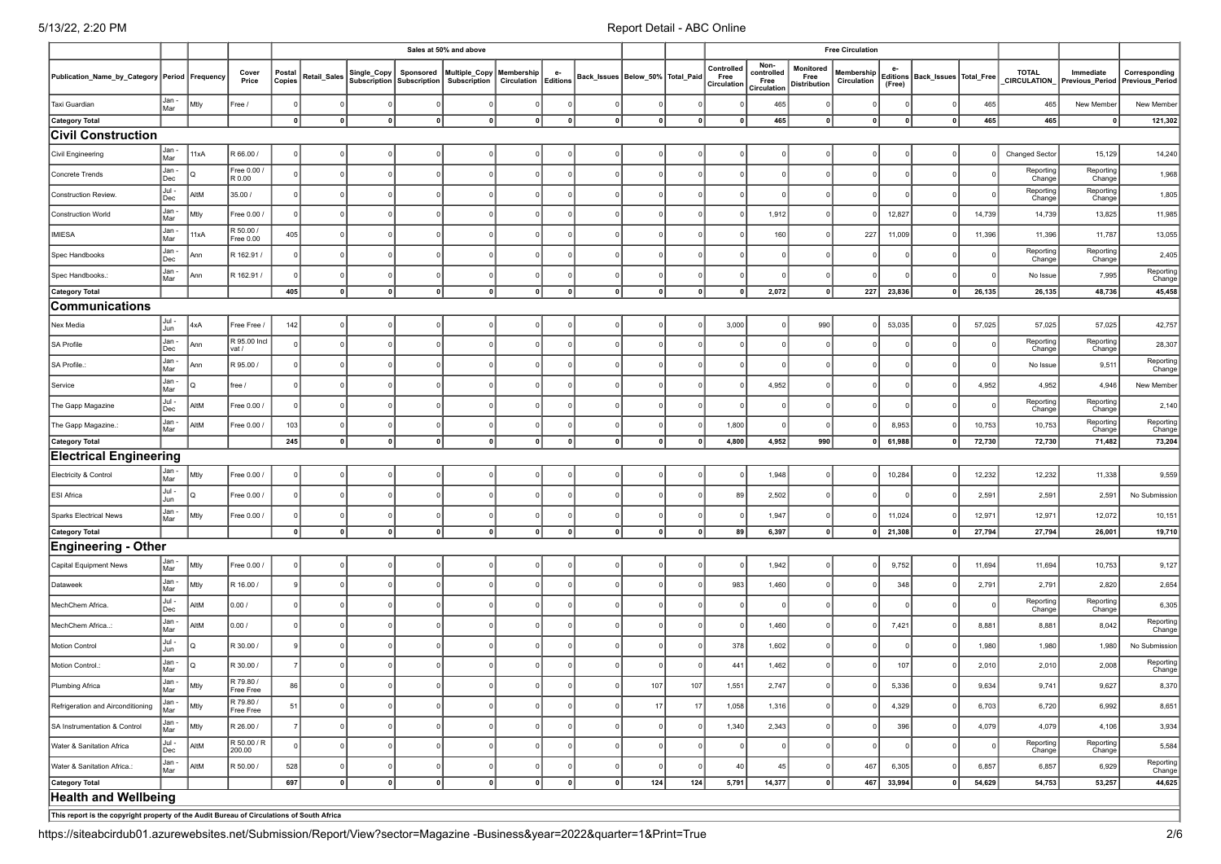| | | | | Sales at 50% and above | | | | | | | | | | Free Circulation | | | | | | | | | |
|---|---|---|---|---|---|---|---|---|---|---|---|---|---|---|---|---|---|---|---|---|---|---|---|
| Publication_Name_by_Category | Period | Frequency | Cover Price | Postal Copies | Retail_Sales | Single_Copy Subscription | Sponsored Subscription | Multiple_Copy Subscription | Membership Circulation | e-Editions | Back_Issues | Below_50% | Total_Paid | Controlled Free Circulation | Non-controlled Free Circulation | Monitored Free Distribution | Membership Circulation | e-Editions (Free) | Back_Issues | Total_Free | TOTAL _CIRCULATION_ | Immediate Previous_Period | Corresponding Previous_Period |
| Taxi Guardian | Jan - Mar | Mtly | Free / | 0 | 0 | 0 | 0 | 0 | 0 | 0 | 0 | 0 | 0 | 0 | 465 | 0 | 0 | 0 | 0 | 465 | 465 | New Member | New Member |
| **Category Total** | | | | **0** | **0** | **0** | **0** | **0** | **0** | **0** | **0** | **0** | **0** | **0** | **465** | **0** | **0** | **0** | **0** | **465** | **465** | **0** | **121,302** |
| **Civil Construction** | | | | | | | | | | | | | | | | | | | | | | | |
| Civil Engineering | Jan - Mar | 11xA | R 66.00 / | 0 | 0 | 0 | 0 | 0 | 0 | 0 | 0 | 0 | 0 | 0 | 0 | 0 | 0 | 0 | 0 | 0 | Changed Sector | 15,129 | 14,240 |
| Concrete Trends | Jan - Dec | Q | Free 0.00 / R 0.00 | 0 | 0 | 0 | 0 | 0 | 0 | 0 | 0 | 0 | 0 | 0 | 0 | 0 | 0 | 0 | 0 | 0 | Reporting Change | Reporting Change | 1,968 |
| Construction Review. | Jul - Dec | AltM | 35.00 / | 0 | 0 | 0 | 0 | 0 | 0 | 0 | 0 | 0 | 0 | 0 | 0 | 0 | 0 | 0 | 0 | 0 | Reporting Change | Reporting Change | 1,805 |
| Construction World | Jan - Mar | Mtly | Free 0.00 / | 0 | 0 | 0 | 0 | 0 | 0 | 0 | 0 | 0 | 0 | 0 | 1,912 | 0 | 0 | 12,827 | 0 | 14,739 | 14,739 | 13,825 | 11,985 |
| IMIESA | Jan - Mar | 11xA | R 50.00 / Free 0.00 | 405 | 0 | 0 | 0 | 0 | 0 | 0 | 0 | 0 | 0 | 0 | 160 | 0 | 227 | 11,009 | 0 | 11,396 | 11,396 | 11,787 | 13,055 |
| Spec Handbooks | Jan - Dec | Ann | R 162.91 / | 0 | 0 | 0 | 0 | 0 | 0 | 0 | 0 | 0 | 0 | 0 | 0 | 0 | 0 | 0 | 0 | 0 | Reporting Change | Reporting Change | 2,405 |
| Spec Handbooks.: | Jan - Mar | Ann | R 162.91 / | 0 | 0 | 0 | 0 | 0 | 0 | 0 | 0 | 0 | 0 | 0 | 0 | 0 | 0 | 0 | 0 | 0 | No Issue | 7,995 | Reporting Change |
| **Category Total** | | | | **405** | **0** | **0** | **0** | **0** | **0** | **0** | **0** | **0** | **0** | **0** | **2,072** | **0** | **227** | **23,836** | **0** | **26,135** | **26,135** | **48,736** | **45,458** |
| **Communications** | | | | | | | | | | | | | | | | | | | | | | | |
| Nex Media | Jul - Jun | 4xA | Free Free / | 142 | 0 | 0 | 0 | 0 | 0 | 0 | 0 | 0 | 0 | 3,000 | 0 | 990 | 0 | 53,035 | 0 | 57,025 | 57,025 | 57,025 | 42,757 |
| SA Profile | Jan - Dec | Ann | R 95.00 Incl vat / | 0 | 0 | 0 | 0 | 0 | 0 | 0 | 0 | 0 | 0 | 0 | 0 | 0 | 0 | 0 | 0 | 0 | Reporting Change | Reporting Change | 28,307 |
| SA Profile.: | Jan - Mar | Ann | R 95.00 / | 0 | 0 | 0 | 0 | 0 | 0 | 0 | 0 | 0 | 0 | 0 | 0 | 0 | 0 | 0 | 0 | 0 | No Issue | 9,511 | Reporting Change |
| Service | Jan - Mar | Q | free / | 0 | 0 | 0 | 0 | 0 | 0 | 0 | 0 | 0 | 0 | 0 | 4,952 | 0 | 0 | 0 | 0 | 4,952 | 4,952 | 4,946 | New Member |
| The Gapp Magazine | Jul - Dec | AltM | Free 0.00 / | 0 | 0 | 0 | 0 | 0 | 0 | 0 | 0 | 0 | 0 | 0 | 0 | 0 | 0 | 0 | 0 | 0 | Reporting Change | Reporting Change | 2,140 |
| The Gapp Magazine.: | Jan - Mar | AltM | Free 0.00 / | 103 | 0 | 0 | 0 | 0 | 0 | 0 | 0 | 0 | 0 | 1,800 | 0 | 0 | 0 | 8,953 | 0 | 10,753 | 10,753 | Reporting Change | Reporting Change |
| **Category Total** | | | | **245** | **0** | **0** | **0** | **0** | **0** | **0** | **0** | **0** | **0** | **4,800** | **4,952** | **990** | **0** | **61,988** | **0** | **72,730** | **72,730** | **71,482** | **73,204** |
| **Electrical Engineering** | | | | | | | | | | | | | | | | | | | | | | | |
| Electricity & Control | Jan - Mar | Mtly | Free 0.00 / | 0 | 0 | 0 | 0 | 0 | 0 | 0 | 0 | 0 | 0 | 0 | 1,948 | 0 | 0 | 10,284 | 0 | 12,232 | 12,232 | 11,338 | 9,559 |
| ESI Africa | Jul - Jun | Q | Free 0.00 / | 0 | 0 | 0 | 0 | 0 | 0 | 0 | 0 | 0 | 0 | 89 | 2,502 | 0 | 0 | 0 | 0 | 2,591 | 2,591 | 2,591 | No Submission |
| Sparks Electrical News | Jan - Mar | Mtly | Free 0.00 / | 0 | 0 | 0 | 0 | 0 | 0 | 0 | 0 | 0 | 0 | 0 | 1,947 | 0 | 0 | 11,024 | 0 | 12,971 | 12,971 | 12,072 | 10,151 |
| **Category Total** | | | | **0** | **0** | **0** | **0** | **0** | **0** | **0** | **0** | **0** | **0** | **89** | **6,397** | **0** | **0** | **21,308** | **0** | **27,794** | **27,794** | **26,001** | **19,710** |
| **Engineering - Other** | | | | | | | | | | | | | | | | | | | | | | | |
| Capital Equipment News | Jan - Mar | Mtly | Free 0.00 / | 0 | 0 | 0 | 0 | 0 | 0 | 0 | 0 | 0 | 0 | 0 | 1,942 | 0 | 0 | 9,752 | 0 | 11,694 | 11,694 | 10,753 | 9,127 |
| Dataweek | Jan - Mar | Mtly | R 16.00 / | 9 | 0 | 0 | 0 | 0 | 0 | 0 | 0 | 0 | 0 | 983 | 1,460 | 0 | 0 | 348 | 0 | 2,791 | 2,791 | 2,820 | 2,654 |
| MechChem Africa. | Jul - Dec | AltM | 0.00 / | 0 | 0 | 0 | 0 | 0 | 0 | 0 | 0 | 0 | 0 | 0 | 0 | 0 | 0 | 0 | 0 | 0 | Reporting Change | Reporting Change | 6,305 |
| MechChem Africa..: | Jan - Mar | AltM | 0.00 / | 0 | 0 | 0 | 0 | 0 | 0 | 0 | 0 | 0 | 0 | 0 | 1,460 | 0 | 0 | 7,421 | 0 | 8,881 | 8,881 | 8,042 | Reporting Change |
| Motion Control | Jul - Jun | Q | R 30.00 / | 9 | 0 | 0 | 0 | 0 | 0 | 0 | 0 | 0 | 0 | 378 | 1,602 | 0 | 0 | 0 | 0 | 1,980 | 1,980 | 1,980 | No Submission |
| Motion Control.: | Jan - Mar | Q | R 30.00 / | 7 | 0 | 0 | 0 | 0 | 0 | 0 | 0 | 0 | 0 | 441 | 1,462 | 0 | 0 | 107 | 0 | 2,010 | 2,010 | 2,008 | Reporting Change |
| Plumbing Africa | Jan - Mar | Mtly | R 79.80 / Free Free | 86 | 0 | 0 | 0 | 0 | 0 | 0 | 0 | 107 | 107 | 1,551 | 2,747 | 0 | 0 | 5,336 | 0 | 9,634 | 9,741 | 9,627 | 8,370 |
| Refrigeration and Airconditioning | Jan - Mar | Mtly | R 79.80 / Free Free | 51 | 0 | 0 | 0 | 0 | 0 | 0 | 0 | 17 | 17 | 1,058 | 1,316 | 0 | 0 | 4,329 | 0 | 6,703 | 6,720 | 6,992 | 8,651 |
| SA Instrumentation & Control | Jan - Mar | Mtly | R 26.00 / | 7 | 0 | 0 | 0 | 0 | 0 | 0 | 0 | 0 | 0 | 1,340 | 2,343 | 0 | 0 | 396 | 0 | 4,079 | 4,079 | 4,106 | 3,934 |
| Water & Sanitation Africa | Jul - Dec | AltM | R 50.00 / R 200.00 | 0 | 0 | 0 | 0 | 0 | 0 | 0 | 0 | 0 | 0 | 0 | 0 | 0 | 0 | 0 | 0 | 0 | Reporting Change | Reporting Change | 5,584 |
| Water & Sanitation Africa.: | Jan - Mar | AltM | R 50.00 / | 528 | 0 | 0 | 0 | 0 | 0 | 0 | 0 | 0 | 0 | 40 | 45 | 0 | 467 | 6,305 | 0 | 6,857 | 6,857 | 6,929 | Reporting Change |
| **Category Total** | | | | **697** | **0** | **0** | **0** | **0** | **0** | **0** | **0** | **124** | **124** | **5,791** | **14,377** | **0** | **467** | **33,994** | **0** | **54,629** | **54,753** | **53,257** | **44,625** |
| **Health and Wellbeing** | | | | | | | | | | | | | | | | | | | | | | | |

**This report is the copyright property of the Audit Bureau of Circulations of South Africa**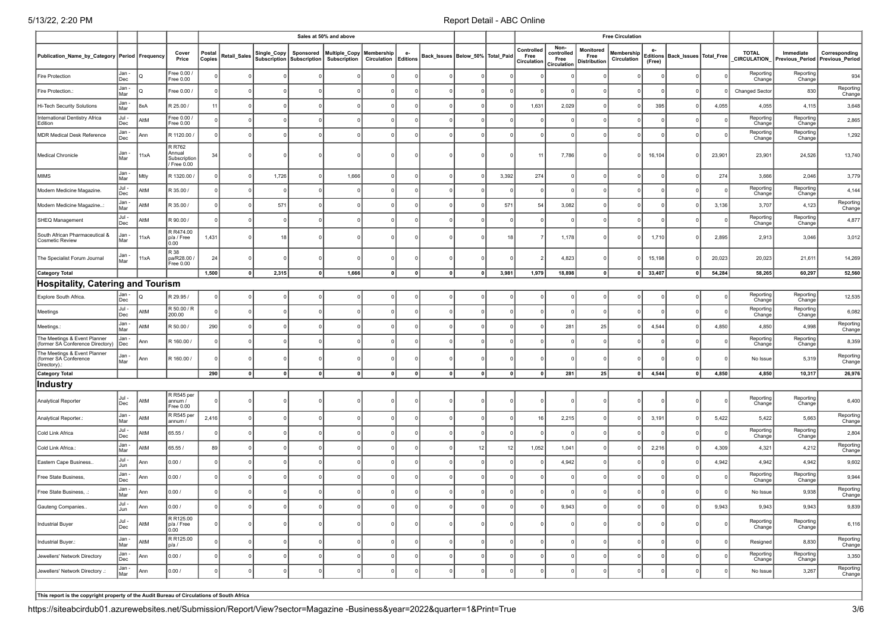| | | | | Sales at 50% and above | | | | | | | | | | | Free Circulation | | | | | | | | | |
|---|---|---|---|---|---|---|---|---|---|---|---|---|---|---|---|---|---|---|---|---|---|---|---|---|
| Publication_Name_by_Category | Period | Frequency | Cover Price | Postal Copies | Retail_Sales | Single_Copy Subscription | Sponsored Subscription | Multiple_Copy Subscription | Membership Circulation | e-Editions | Back_Issues | Below_50% | Total_Paid | Controlled Free Circulation | Non-controlled Free Circulation | Monitored Free Distribution | Membership Circulation | e-Editions (Free) | Back_Issues | Total_Free | TOTAL _CIRCULATION_ | Immediate Previous_Period | Corresponding Previous_Period |
| Fire Protection | Jan - Dec | Q | Free 0.00 / Free 0.00 | 0 | 0 | 0 | 0 | 0 | 0 | 0 | 0 | 0 | 0 | 0 | 0 | 0 | 0 | 0 | 0 | 0 | Reporting Change | Reporting Change | 934 |
| Fire Protection.: | Jan - Mar | Q | Free 0.00 / | 0 | 0 | 0 | 0 | 0 | 0 | 0 | 0 | 0 | 0 | 0 | 0 | 0 | 0 | 0 | 0 | 0 | Changed Sector | 830 | Reporting Change |
| Hi-Tech Security Solutions | Jan - Mar | 8xA | R 25.00 / | 11 | 0 | 0 | 0 | 0 | 0 | 0 | 0 | 0 | 0 | 1,631 | 2,029 | 0 | 0 | 395 | 0 | 4,055 | 4,055 | 4,115 | 3,648 |
| International Dentistry Africa Edition | Jul - Dec | AltM | Free 0.00 / Free 0.00 | 0 | 0 | 0 | 0 | 0 | 0 | 0 | 0 | 0 | 0 | 0 | 0 | 0 | 0 | 0 | 0 | 0 | Reporting Change | Reporting Change | 2,865 |
| MDR Medical Desk Reference | Jan - Dec | Ann | R 1120.00 / | 0 | 0 | 0 | 0 | 0 | 0 | 0 | 0 | 0 | 0 | 0 | 0 | 0 | 0 | 0 | 0 | 0 | Reporting Change | Reporting Change | 1,292 |
| Medical Chronicle | Jan - Mar | 11xA | R R762 Annual Subscription / Free 0.00 | 34 | 0 | 0 | 0 | 0 | 0 | 0 | 0 | 0 | 0 | 11 | 7,786 | 0 | 0 | 16,104 | 0 | 23,901 | 23,901 | 24,526 | 13,740 |
| MIMS | Jan - Mar | Mtly | R 1320.00 / | 0 | 0 | 1,726 | 0 | 1,666 | 0 | 0 | 0 | 0 | 3,392 | 274 | 0 | 0 | 0 | 0 | 0 | 274 | 3,666 | 2,046 | 3,779 |
| Modern Medicine Magazine. | Jul - Dec | AltM | R 35.00 / | 0 | 0 | 0 | 0 | 0 | 0 | 0 | 0 | 0 | 0 | 0 | 0 | 0 | 0 | 0 | 0 | 0 | Reporting Change | Reporting Change | 4,144 |
| Modern Medicine Magazine..: | Jan - Mar | AltM | R 35.00 / | 0 | 0 | 571 | 0 | 0 | 0 | 0 | 0 | 0 | 571 | 54 | 3,082 | 0 | 0 | 0 | 0 | 3,136 | 3,707 | 4,123 | Reporting Change |
| SHEQ Management | Jul - Dec | AltM | R 90.00 / | 0 | 0 | 0 | 0 | 0 | 0 | 0 | 0 | 0 | 0 | 0 | 0 | 0 | 0 | 0 | 0 | 0 | Reporting Change | Reporting Change | 4,877 |
| South African Pharmaceutical & Cosmetic Review | Jan - Mar | 11xA | R R474.00 p/a / Free 0.00 | 1,431 | 0 | 18 | 0 | 0 | 0 | 0 | 0 | 0 | 18 | 7 | 1,178 | 0 | 0 | 1,710 | 0 | 2,895 | 2,913 | 3,046 | 3,012 |
| The Specialist Forum Journal | Jan - Mar | 11xA | R 38 pa/R28.00 / Free 0.00 | 24 | 0 | 0 | 0 | 0 | 0 | 0 | 0 | 0 | 0 | 2 | 4,823 | 0 | 0 | 15,198 | 0 | 20,023 | 20,023 | 21,611 | 14,269 |
| **Category Total** | | | | **1,500** | **0** | **2,315** | **0** | **1,666** | **0** | **0** | **0** | **0** | **3,981** | **1,979** | **18,898** | **0** | **0** | **33,407** | **0** | **54,284** | **58,265** | **60,297** | **52,560** |
| **Hospitality, Catering and Tourism** | | | | | | | | | | | | | | | | | | | | | | | |
| Explore South Africa. | Jan - Dec | Q | R 29.95 / | 0 | 0 | 0 | 0 | 0 | 0 | 0 | 0 | 0 | 0 | 0 | 0 | 0 | 0 | 0 | 0 | 0 | Reporting Change | Reporting Change | 12,535 |
| Meetings | Jul - Dec | AltM | R 50.00 / R 200.00 | 0 | 0 | 0 | 0 | 0 | 0 | 0 | 0 | 0 | 0 | 0 | 0 | 0 | 0 | 0 | 0 | 0 | Reporting Change | Reporting Change | 6,082 |
| Meetings.: | Jan - Mar | AltM | R 50.00 / | 290 | 0 | 0 | 0 | 0 | 0 | 0 | 0 | 0 | 0 | 0 | 281 | 25 | 0 | 4,544 | 0 | 4,850 | 4,850 | 4,998 | Reporting Change |
| The Meetings & Event Planner (former SA Conference Directory) | Jan - Dec | Ann | R 160.00 / | 0 | 0 | 0 | 0 | 0 | 0 | 0 | 0 | 0 | 0 | 0 | 0 | 0 | 0 | 0 | 0 | 0 | Reporting Change | Reporting Change | 8,359 |
| The Meetings & Event Planner (former SA Conference Directory).: | Jan - Mar | Ann | R 160.00 / | 0 | 0 | 0 | 0 | 0 | 0 | 0 | 0 | 0 | 0 | 0 | 0 | 0 | 0 | 0 | 0 | 0 | No Issue | 5,319 | Reporting Change |
| **Category Total** | | | | **290** | **0** | **0** | **0** | **0** | **0** | **0** | **0** | **0** | **0** | **0** | **281** | **25** | **0** | **4,544** | **0** | **4,850** | **4,850** | **10,317** | **26,976** |
| **Industry** | | | | | | | | | | | | | | | | | | | | | | | |
| Analytical Reporter | Jul - Dec | AltM | R R545 per annum / Free 0.00 | 0 | 0 | 0 | 0 | 0 | 0 | 0 | 0 | 0 | 0 | 0 | 0 | 0 | 0 | 0 | 0 | 0 | Reporting Change | Reporting Change | 6,400 |
| Analytical Reporter.: | Jan - Mar | AltM | R R545 per annum / | 2,416 | 0 | 0 | 0 | 0 | 0 | 0 | 0 | 0 | 0 | 16 | 2,215 | 0 | 0 | 3,191 | 0 | 5,422 | 5,422 | 5,663 | Reporting Change |
| Cold Link Africa | Jul - Dec | AltM | 65.55 / | 0 | 0 | 0 | 0 | 0 | 0 | 0 | 0 | 0 | 0 | 0 | 0 | 0 | 0 | 0 | 0 | 0 | Reporting Change | Reporting Change | 2,804 |
| Cold Link Africa.: | Jan - Mar | AltM | 65.55 / | 89 | 0 | 0 | 0 | 0 | 0 | 0 | 0 | 12 | 12 | 1,052 | 1,041 | 0 | 0 | 2,216 | 0 | 4,309 | 4,321 | 4,212 | Reporting Change |
| Eastern Cape Business.. | Jul - Jun | Ann | 0.00 / | 0 | 0 | 0 | 0 | 0 | 0 | 0 | 0 | 0 | 0 | 0 | 4,942 | 0 | 0 | 0 | 0 | 4,942 | 4,942 | 4,942 | 9,602 |
| Free State Business, | Jan - Dec | Ann | 0.00 / | 0 | 0 | 0 | 0 | 0 | 0 | 0 | 0 | 0 | 0 | 0 | 0 | 0 | 0 | 0 | 0 | 0 | Reporting Change | Reporting Change | 9,944 |
| Free State Business, .: | Jan - Mar | Ann | 0.00 / | 0 | 0 | 0 | 0 | 0 | 0 | 0 | 0 | 0 | 0 | 0 | 0 | 0 | 0 | 0 | 0 | 0 | No Issue | 9,938 | Reporting Change |
| Gauteng Companies.. | Jul - Jun | Ann | 0.00 / | 0 | 0 | 0 | 0 | 0 | 0 | 0 | 0 | 0 | 0 | 0 | 9,943 | 0 | 0 | 0 | 0 | 9,943 | 9,943 | 9,943 | 9,839 |
| Industrial Buyer | Jul - Dec | AltM | R R125.00 p/a / Free 0.00 | 0 | 0 | 0 | 0 | 0 | 0 | 0 | 0 | 0 | 0 | 0 | 0 | 0 | 0 | 0 | 0 | 0 | Reporting Change | Reporting Change | 6,116 |
| Industrial Buyer.: | Jan - Mar | AltM | R R125.00 p/a / | 0 | 0 | 0 | 0 | 0 | 0 | 0 | 0 | 0 | 0 | 0 | 0 | 0 | 0 | 0 | 0 | 0 | Resigned | 8,830 | Reporting Change |
| Jewellers' Network Directory | Jan - Dec | Ann | 0.00 / | 0 | 0 | 0 | 0 | 0 | 0 | 0 | 0 | 0 | 0 | 0 | 0 | 0 | 0 | 0 | 0 | 0 | Reporting Change | Reporting Change | 3,350 |
| Jewellers' Network Directory .: | Jan - Mar | Ann | 0.00 / | 0 | 0 | 0 | 0 | 0 | 0 | 0 | 0 | 0 | 0 | 0 | 0 | 0 | 0 | 0 | 0 | 0 | No Issue | 3,267 | Reporting Change |

**This report is the copyright property of the Audit Bureau of Circulations of South Africa**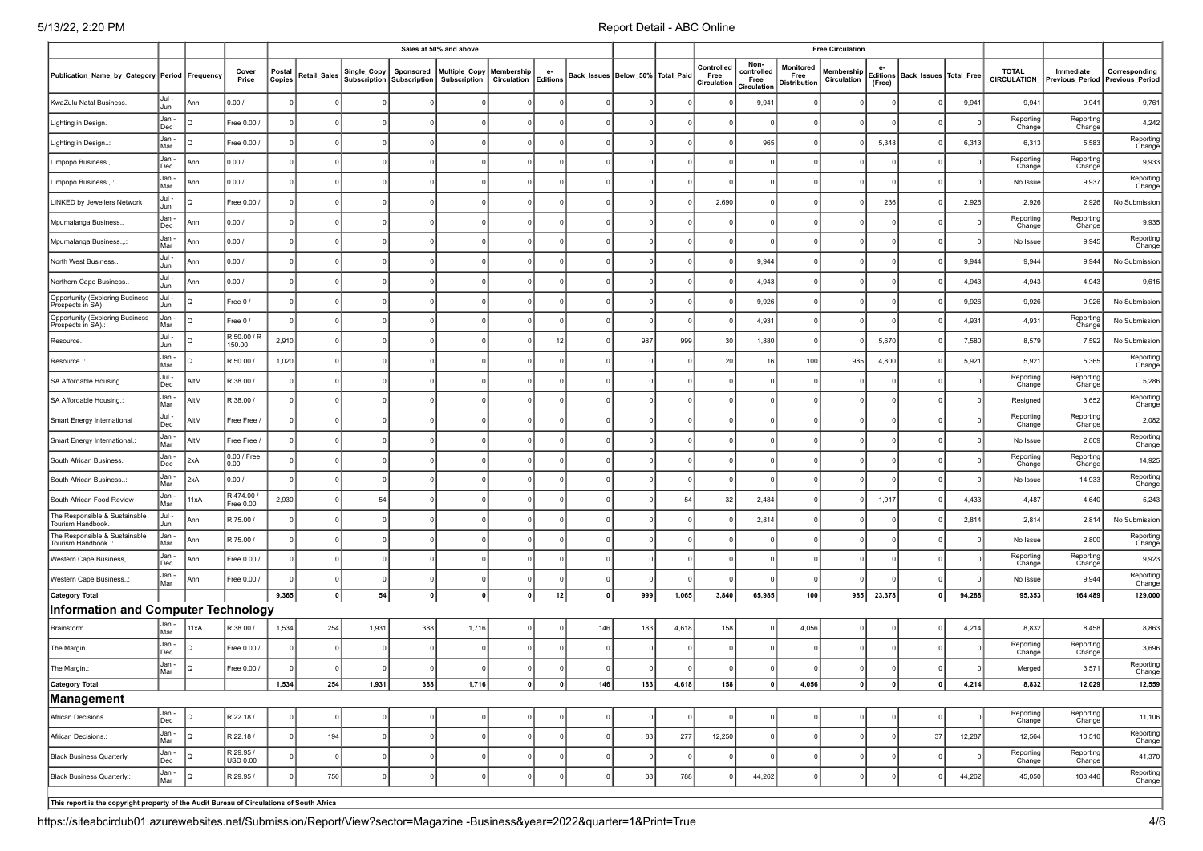| | | | | Sales at 50% and above | | | | | | | | | | | Free Circulation | | | | | | | | |
|---|---|---|---|---|---|---|---|---|---|---|---|---|---|---|---|---|---|---|---|---|---|---|---|
| Publication_Name_by_Category | Period | Frequency | Cover Price | Postal Copies | Retail_Sales | Single_Copy Subscription | Sponsored Subscription | Multiple_Copy Subscription | Membership Circulation | e-Editions | Back_Issues | Below_50% | Total_Paid | Controlled Free Circulation | Non-controlled Free Circulation | Monitored Free Distribution | Membership Circulation | e-Editions (Free) | Back_Issues | Total_Free | TOTAL _CIRCULATION_ | Immediate Previous_Period | Corresponding Previous_Period |
| KwaZulu Natal Business.. | Jul - Jun | Ann | 0.00 / | 0 | 0 | 0 | 0 | 0 | 0 | 0 | 0 | 0 | 0 | 0 | 9,941 | 0 | 0 | 0 | 0 | 9,941 | 9,941 | 9,941 | 9,761 |
| Lighting in Design. | Jan - Dec | Q | Free 0.00 / | 0 | 0 | 0 | 0 | 0 | 0 | 0 | 0 | 0 | 0 | 0 | 0 | 0 | 0 | 0 | 0 | 0 | Reporting Change | Reporting Change | 4,242 |
| Lighting in Design..: | Jan - Mar | Q | Free 0.00 / | 0 | 0 | 0 | 0 | 0 | 0 | 0 | 0 | 0 | 0 | 0 | 965 | 0 | 0 | 5,348 | 0 | 6,313 | 6,313 | 5,583 | Reporting Change |
| Limpopo Business., | Jan - Dec | Ann | 0.00 / | 0 | 0 | 0 | 0 | 0 | 0 | 0 | 0 | 0 | 0 | 0 | 0 | 0 | 0 | 0 | 0 | 0 | Reporting Change | Reporting Change | 9,933 |
| Limpopo Business.,.: | Jan - Mar | Ann | 0.00 / | 0 | 0 | 0 | 0 | 0 | 0 | 0 | 0 | 0 | 0 | 0 | 0 | 0 | 0 | 0 | 0 | 0 | No Issue | 9,937 | Reporting Change |
| LINKED by Jewellers Network | Jul - Jun | Q | Free 0.00 / | 0 | 0 | 0 | 0 | 0 | 0 | 0 | 0 | 0 | 0 | 2,690 | 0 | 0 | 0 | 236 | 0 | 2,926 | 2,926 | 2,926 | No Submission |
| Mpumalanga Business., | Jan - Dec | Ann | 0.00 / | 0 | 0 | 0 | 0 | 0 | 0 | 0 | 0 | 0 | 0 | 0 | 0 | 0 | 0 | 0 | 0 | 0 | Reporting Change | Reporting Change | 9,935 |
| Mpumalanga Business.,.: | Jan - Mar | Ann | 0.00 / | 0 | 0 | 0 | 0 | 0 | 0 | 0 | 0 | 0 | 0 | 0 | 0 | 0 | 0 | 0 | 0 | 0 | No Issue | 9,945 | Reporting Change |
| North West Business.. | Jul - Jun | Ann | 0.00 / | 0 | 0 | 0 | 0 | 0 | 0 | 0 | 0 | 0 | 0 | 0 | 9,944 | 0 | 0 | 0 | 0 | 9,944 | 9,944 | 9,944 | No Submission |
| Northern Cape Business.. | Jul - Jun | Ann | 0.00 / | 0 | 0 | 0 | 0 | 0 | 0 | 0 | 0 | 0 | 0 | 0 | 4,943 | 0 | 0 | 0 | 0 | 4,943 | 4,943 | 4,943 | 9,615 |
| Opportunity (Exploring Business Prospects in SA) | Jul - Jun | Q | Free 0 / | 0 | 0 | 0 | 0 | 0 | 0 | 0 | 0 | 0 | 0 | 0 | 9,926 | 0 | 0 | 0 | 0 | 9,926 | 9,926 | 9,926 | No Submission |
| Opportunity (Exploring Business Prospects in SA).: | Jan - Mar | Q | Free 0 / | 0 | 0 | 0 | 0 | 0 | 0 | 0 | 0 | 0 | 0 | 0 | 4,931 | 0 | 0 | 0 | 0 | 4,931 | 4,931 | Reporting Change | No Submission |
| Resource. | Jul - Jun | Q | R 50.00 / R 150.00 | 2,910 | 0 | 0 | 0 | 0 | 0 | 12 | 0 | 987 | 999 | 30 | 1,880 | 0 | 0 | 5,670 | 0 | 7,580 | 8,579 | 7,592 | No Submission |
| Resource..: | Jan - Mar | Q | R 50.00 / | 1,020 | 0 | 0 | 0 | 0 | 0 | 0 | 0 | 0 | 0 | 20 | 16 | 100 | 985 | 4,800 | 0 | 5,921 | 5,921 | 5,365 | Reporting Change |
| SA Affordable Housing | Jul - Dec | AltM | R 38.00 / | 0 | 0 | 0 | 0 | 0 | 0 | 0 | 0 | 0 | 0 | 0 | 0 | 0 | 0 | 0 | 0 | 0 | Reporting Change | Reporting Change | 5,286 |
| SA Affordable Housing.: | Jan - Mar | AltM | R 38.00 / | 0 | 0 | 0 | 0 | 0 | 0 | 0 | 0 | 0 | 0 | 0 | 0 | 0 | 0 | 0 | 0 | 0 | Resigned | 3,652 | Reporting Change |
| Smart Energy International | Jul - Dec | AltM | Free Free / | 0 | 0 | 0 | 0 | 0 | 0 | 0 | 0 | 0 | 0 | 0 | 0 | 0 | 0 | 0 | 0 | 0 | Reporting Change | Reporting Change | 2,082 |
| Smart Energy International.: | Jan - Mar | AltM | Free Free / | 0 | 0 | 0 | 0 | 0 | 0 | 0 | 0 | 0 | 0 | 0 | 0 | 0 | 0 | 0 | 0 | 0 | No Issue | 2,809 | Reporting Change |
| South African Business. | Jan - Dec | 2xA | 0.00 / Free 0.00 | 0 | 0 | 0 | 0 | 0 | 0 | 0 | 0 | 0 | 0 | 0 | 0 | 0 | 0 | 0 | 0 | 0 | Reporting Change | Reporting Change | 14,925 |
| South African Business..: | Jan - Mar | 2xA | 0.00 / | 0 | 0 | 0 | 0 | 0 | 0 | 0 | 0 | 0 | 0 | 0 | 0 | 0 | 0 | 0 | 0 | 0 | No Issue | 14,933 | Reporting Change |
| South African Food Review | Jan - Mar | 11xA | R 474.00 / Free 0.00 | 2,930 | 0 | 54 | 0 | 0 | 0 | 0 | 0 | 0 | 54 | 32 | 2,484 | 0 | 0 | 1,917 | 0 | 4,433 | 4,487 | 4,640 | 5,243 |
| The Responsible & Sustainable Tourism Handbook. | Jul - Jun | Ann | R 75.00 / | 0 | 0 | 0 | 0 | 0 | 0 | 0 | 0 | 0 | 0 | 0 | 2,814 | 0 | 0 | 0 | 0 | 2,814 | 2,814 | 2,814 | No Submission |
| The Responsible & Sustainable Tourism Handbook..: | Jan - Mar | Ann | R 75.00 / | 0 | 0 | 0 | 0 | 0 | 0 | 0 | 0 | 0 | 0 | 0 | 0 | 0 | 0 | 0 | 0 | 0 | No Issue | 2,800 | Reporting Change |
| Western Cape Business, | Jan - Dec | Ann | Free 0.00 / | 0 | 0 | 0 | 0 | 0 | 0 | 0 | 0 | 0 | 0 | 0 | 0 | 0 | 0 | 0 | 0 | 0 | Reporting Change | Reporting Change | 9,923 |
| Western Cape Business,.: | Jan - Mar | Ann | Free 0.00 / | 0 | 0 | 0 | 0 | 0 | 0 | 0 | 0 | 0 | 0 | 0 | 0 | 0 | 0 | 0 | 0 | 0 | No Issue | 9,944 | Reporting Change |
| **Category Total** | | | | **9,365** | **0** | **54** | **0** | **0** | **0** | **12** | **0** | **999** | **1,065** | **3,840** | **65,985** | **100** | **985** | **23,378** | **0** | **94,288** | **95,353** | **164,489** | **129,000** |
| **Information and Computer Technology** | | | | | | | | | | | | | | | | | | | | | | | |
| Brainstorm | Jan - Mar | 11xA | R 38.00 / | 1,534 | 254 | 1,931 | 388 | 1,716 | 0 | 0 | 146 | 183 | 4,618 | 158 | 0 | 4,056 | 0 | 0 | 0 | 4,214 | 8,832 | 8,458 | 8,863 |
| The Margin | Jan - Dec | Q | Free 0.00 / | 0 | 0 | 0 | 0 | 0 | 0 | 0 | 0 | 0 | 0 | 0 | 0 | 0 | 0 | 0 | 0 | 0 | Reporting Change | Reporting Change | 3,696 |
| The Margin.: | Jan - Mar | Q | Free 0.00 / | 0 | 0 | 0 | 0 | 0 | 0 | 0 | 0 | 0 | 0 | 0 | 0 | 0 | 0 | 0 | 0 | 0 | Merged | 3,571 | Reporting Change |
| **Category Total** | | | | **1,534** | **254** | **1,931** | **388** | **1,716** | **0** | **0** | **146** | **183** | **4,618** | **158** | **0** | **4,056** | **0** | **0** | **0** | **4,214** | **8,832** | **12,029** | **12,559** |
| **Management** | | | | | | | | | | | | | | | | | | | | | | | |
| African Decisions | Jan - Dec | Q | R 22.18 / | 0 | 0 | 0 | 0 | 0 | 0 | 0 | 0 | 0 | 0 | 0 | 0 | 0 | 0 | 0 | 0 | 0 | Reporting Change | Reporting Change | 11,106 |
| African Decisions.: | Jan - Mar | Q | R 22.18 / | 0 | 194 | 0 | 0 | 0 | 0 | 0 | 0 | 83 | 277 | 12,250 | 0 | 0 | 0 | 0 | 37 | 12,287 | 12,564 | 10,510 | Reporting Change |
| Black Business Quarterly | Jan - Dec | Q | R 29.95 / USD 0.00 | 0 | 0 | 0 | 0 | 0 | 0 | 0 | 0 | 0 | 0 | 0 | 0 | 0 | 0 | 0 | 0 | 0 | Reporting Change | Reporting Change | 41,370 |
| Black Business Quarterly.: | Jan - Mar | Q | R 29.95 / | 0 | 750 | 0 | 0 | 0 | 0 | 0 | 0 | 38 | 788 | 0 | 44,262 | 0 | 0 | 0 | 0 | 44,262 | 45,050 | 103,446 | Reporting Change |

**This report is the copyright property of the Audit Bureau of Circulations of South Africa**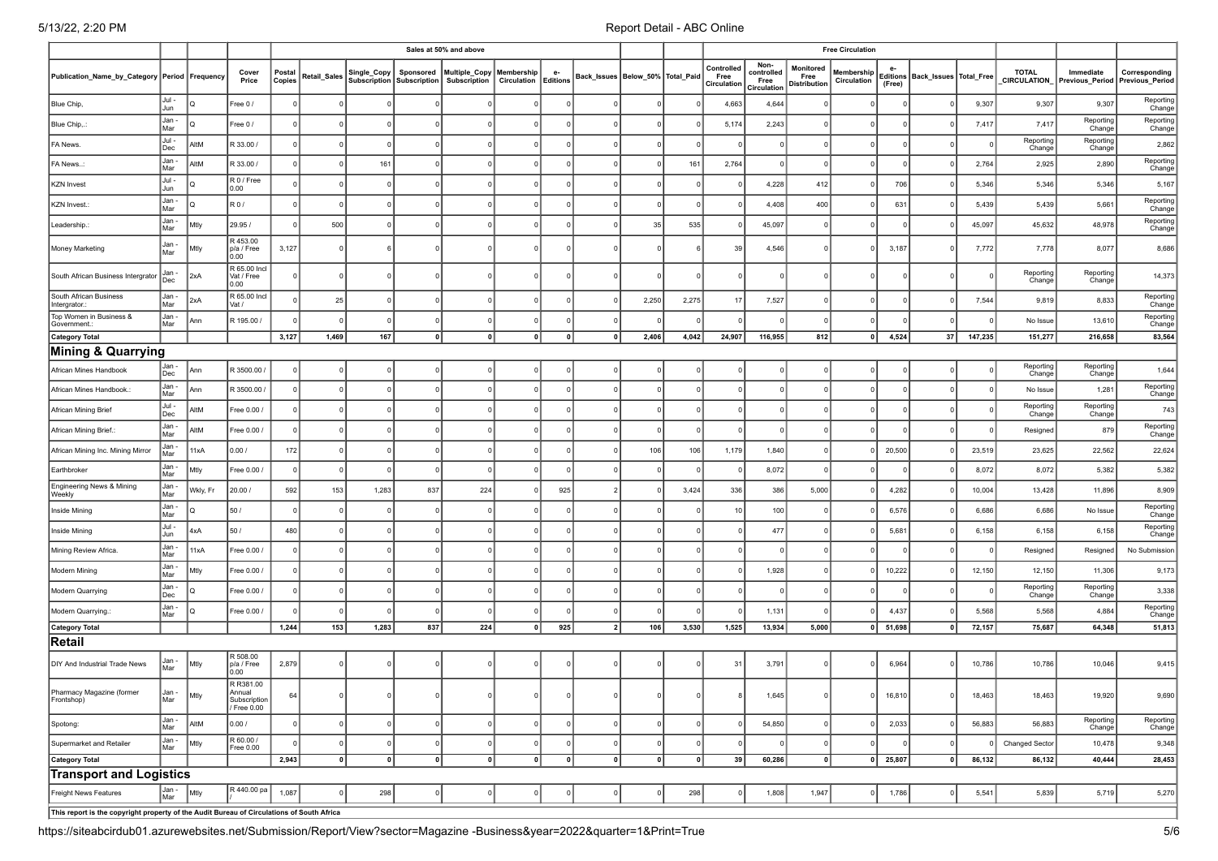| | | | | Sales at 50% and above | | | | | | | | | | | Free Circulation | | | | | | | | | |
|---|---|---|---|---|---|---|---|---|---|---|---|---|---|---|---|---|---|---|---|---|---|---|---|---|
| Publication_Name_by_Category | Period | Frequency | Cover Price | Postal Copies | Retail_Sales | Single_Copy Subscription | Sponsored Subscription | Multiple_Copy Subscription | Membership Circulation | e-Editions | Back_Issues | Below_50% | Total_Paid | Controlled Free Circulation | Non-controlled Free Circulation | Monitored Free Distribution | Membership Circulation | e-Editions (Free) | Back_Issues | Total_Free | TOTAL _CIRCULATION_ | Immediate Previous_Period | Corresponding Previous_Period |
| Blue Chip, | Jul - Jun | Q | Free 0 / | 0 | 0 | 0 | 0 | 0 | 0 | 0 | 0 | 0 | 0 | 4,663 | 4,644 | 0 | 0 | 0 | 0 | 9,307 | 9,307 | 9,307 | Reporting Change |
| Blue Chip,.: | Jan - Mar | Q | Free 0 / | 0 | 0 | 0 | 0 | 0 | 0 | 0 | 0 | 0 | 0 | 5,174 | 2,243 | 0 | 0 | 0 | 0 | 7,417 | 7,417 | Reporting Change | Reporting Change |
| FA News. | Jul - Dec | AltM | R 33.00 / | 0 | 0 | 0 | 0 | 0 | 0 | 0 | 0 | 0 | 0 | 0 | 0 | 0 | 0 | 0 | 0 | 0 | Reporting Change | Reporting Change | 2,862 |
| FA News..: | Jan - Mar | AltM | R 33.00 / | 0 | 0 | 161 | 0 | 0 | 0 | 0 | 0 | 0 | 161 | 2,764 | 0 | 0 | 0 | 0 | 0 | 2,764 | 2,925 | 2,890 | Reporting Change |
| KZN Invest | Jul - Jun | Q | R 0 / Free 0.00 | 0 | 0 | 0 | 0 | 0 | 0 | 0 | 0 | 0 | 0 | 0 | 4,228 | 412 | 0 | 706 | 0 | 5,346 | 5,346 | 5,346 | 5,167 |
| KZN Invest.: | Jan - Mar | Q | R 0 / | 0 | 0 | 0 | 0 | 0 | 0 | 0 | 0 | 0 | 0 | 0 | 4,408 | 400 | 0 | 631 | 0 | 5,439 | 5,439 | 5,661 | Reporting Change |
| Leadership.: | Jan - Mar | Mtly | 29.95 / | 0 | 500 | 0 | 0 | 0 | 0 | 0 | 0 | 35 | 535 | 0 | 45,097 | 0 | 0 | 0 | 0 | 45,097 | 45,632 | 48,978 | Reporting Change |
| Money Marketing | Jan - Mar | Mtly | R 453.00 p/a / Free 0.00 | 3,127 | 0 | 6 | 0 | 0 | 0 | 0 | 0 | 0 | 6 | 39 | 4,546 | 0 | 0 | 3,187 | 0 | 7,772 | 7,778 | 8,077 | 8,686 |
| South African Business Intergrator | Jan - Dec | 2xA | R 65.00 Incl Vat / Free 0.00 | 0 | 0 | 0 | 0 | 0 | 0 | 0 | 0 | 0 | 0 | 0 | 0 | 0 | 0 | 0 | 0 | 0 | Reporting Change | Reporting Change | 14,373 |
| South African Business Intergrator.: | Jan - Mar | 2xA | R 65.00 Incl Vat / | 0 | 25 | 0 | 0 | 0 | 0 | 0 | 0 | 2,250 | 2,275 | 17 | 7,527 | 0 | 0 | 0 | 0 | 7,544 | 9,819 | 8,833 | Reporting Change |
| Top Women in Business & Government.: | Jan - Mar | Ann | R 195.00 / | 0 | 0 | 0 | 0 | 0 | 0 | 0 | 0 | 0 | 0 | 0 | 0 | 0 | 0 | 0 | 0 | 0 | No Issue | 13,610 | Reporting Change |
| **Category Total** | | | | **3,127** | **1,469** | **167** | **0** | **0** | **0** | **0** | **0** | **2,406** | **4,042** | **24,907** | **116,955** | **812** | **0** | **4,524** | **37** | **147,235** | **151,277** | **216,658** | **83,564** |
| **Mining & Quarrying** | | | | | | | | | | | | | | | | | | | | | | | |
| African Mines Handbook | Jan - Dec | Ann | R 3500.00 / | 0 | 0 | 0 | 0 | 0 | 0 | 0 | 0 | 0 | 0 | 0 | 0 | 0 | 0 | 0 | 0 | 0 | Reporting Change | Reporting Change | 1,644 |
| African Mines Handbook.: | Jan - Mar | Ann | R 3500.00 / | 0 | 0 | 0 | 0 | 0 | 0 | 0 | 0 | 0 | 0 | 0 | 0 | 0 | 0 | 0 | 0 | 0 | No Issue | 1,281 | Reporting Change |
| African Mining Brief | Jul - Dec | AltM | Free 0.00 / | 0 | 0 | 0 | 0 | 0 | 0 | 0 | 0 | 0 | 0 | 0 | 0 | 0 | 0 | 0 | 0 | 0 | Reporting Change | Reporting Change | 743 |
| African Mining Brief.: | Jan - Mar | AltM | Free 0.00 / | 0 | 0 | 0 | 0 | 0 | 0 | 0 | 0 | 0 | 0 | 0 | 0 | 0 | 0 | 0 | 0 | 0 | Resigned | 879 | Reporting Change |
| African Mining Inc. Mining Mirror | Jan - Mar | 11xA | 0.00 / | 172 | 0 | 0 | 0 | 0 | 0 | 0 | 0 | 106 | 106 | 1,179 | 1,840 | 0 | 0 | 20,500 | 0 | 23,519 | 23,625 | 22,562 | 22,624 |
| Earthbroker | Jan - Mar | Mtly | Free 0.00 / | 0 | 0 | 0 | 0 | 0 | 0 | 0 | 0 | 0 | 0 | 0 | 8,072 | 0 | 0 | 0 | 0 | 8,072 | 8,072 | 5,382 | 5,382 |
| Engineering News & Mining Weekly | Jan - Mar | Wkly, Fr | 20.00 / | 592 | 153 | 1,283 | 837 | 224 | 0 | 925 | 2 | 0 | 3,424 | 336 | 386 | 5,000 | 0 | 4,282 | 0 | 10,004 | 13,428 | 11,896 | 8,909 |
| Inside Mining | Jan - Mar | Q | 50 / | 0 | 0 | 0 | 0 | 0 | 0 | 0 | 0 | 0 | 0 | 10 | 100 | 0 | 0 | 6,576 | 0 | 6,686 | 6,686 | No Issue | Reporting Change |
| Inside Mining | Jul - Jun | 4xA | 50 / | 480 | 0 | 0 | 0 | 0 | 0 | 0 | 0 | 0 | 0 | 0 | 477 | 0 | 0 | 5,681 | 0 | 6,158 | 6,158 | 6,158 | Reporting Change |
| Mining Review Africa. | Jan - Mar | 11xA | Free 0.00 / | 0 | 0 | 0 | 0 | 0 | 0 | 0 | 0 | 0 | 0 | 0 | 0 | 0 | 0 | 0 | 0 | 0 | Resigned | Resigned | No Submission |
| Modern Mining | Jan - Mar | Mtly | Free 0.00 / | 0 | 0 | 0 | 0 | 0 | 0 | 0 | 0 | 0 | 0 | 0 | 1,928 | 0 | 0 | 10,222 | 0 | 12,150 | 12,150 | 11,306 | 9,173 |
| Modern Quarrying | Jan - Dec | Q | Free 0.00 / | 0 | 0 | 0 | 0 | 0 | 0 | 0 | 0 | 0 | 0 | 0 | 0 | 0 | 0 | 0 | 0 | 0 | Reporting Change | Reporting Change | 3,338 |
| Modern Quarrying.: | Jan - Mar | Q | Free 0.00 / | 0 | 0 | 0 | 0 | 0 | 0 | 0 | 0 | 0 | 0 | 0 | 1,131 | 0 | 0 | 4,437 | 0 | 5,568 | 5,568 | 4,884 | Reporting Change |
| **Category Total** | | | | **1,244** | **153** | **1,283** | **837** | **224** | **0** | **925** | **2** | **106** | **3,530** | **1,525** | **13,934** | **5,000** | **0** | **51,698** | **0** | **72,157** | **75,687** | **64,348** | **51,813** |
| **Retail** | | | | | | | | | | | | | | | | | | | | | | | |
| DIY And Industrial Trade News | Jan - Mar | Mtly | R 508.00 p/a / Free 0.00 | 2,879 | 0 | 0 | 0 | 0 | 0 | 0 | 0 | 0 | 0 | 31 | 3,791 | 0 | 0 | 6,964 | 0 | 10,786 | 10,786 | 10,046 | 9,415 |
| Pharmacy Magazine (former Frontshop) | Jan - Mar | Mtly | R R381.00 Annual Subscription / Free 0.00 | 64 | 0 | 0 | 0 | 0 | 0 | 0 | 0 | 0 | 0 | 8 | 1,645 | 0 | 0 | 16,810 | 0 | 18,463 | 18,463 | 19,920 | 9,690 |
| Spotong: | Jan - Mar | AltM | 0.00 / | 0 | 0 | 0 | 0 | 0 | 0 | 0 | 0 | 0 | 0 | 0 | 54,850 | 0 | 0 | 2,033 | 0 | 56,883 | 56,883 | Reporting Change | Reporting Change |
| Supermarket and Retailer | Jan - Mar | Mtly | R 60.00 / Free 0.00 | 0 | 0 | 0 | 0 | 0 | 0 | 0 | 0 | 0 | 0 | 0 | 0 | 0 | 0 | 0 | 0 | 0 | Changed Sector | 10,478 | 9,348 |
| **Category Total** | | | | **2,943** | **0** | **0** | **0** | **0** | **0** | **0** | **0** | **0** | **0** | **39** | **60,286** | **0** | **0** | **25,807** | **0** | **86,132** | **86,132** | **40,444** | **28,453** |
| **Transport and Logistics** | | | | | | | | | | | | | | | | | | | | | | | |
| Freight News Features | Jan - Mar | Mtly | R 440.00 pa / | 1,087 | 0 | 298 | 0 | 0 | 0 | 0 | 0 | 0 | 298 | 0 | 1,808 | 1,947 | 0 | 1,786 | 0 | 5,541 | 5,839 | 5,719 | 5,270 |

This report is the copyright property of the Audit Bureau of Circulations of South Africa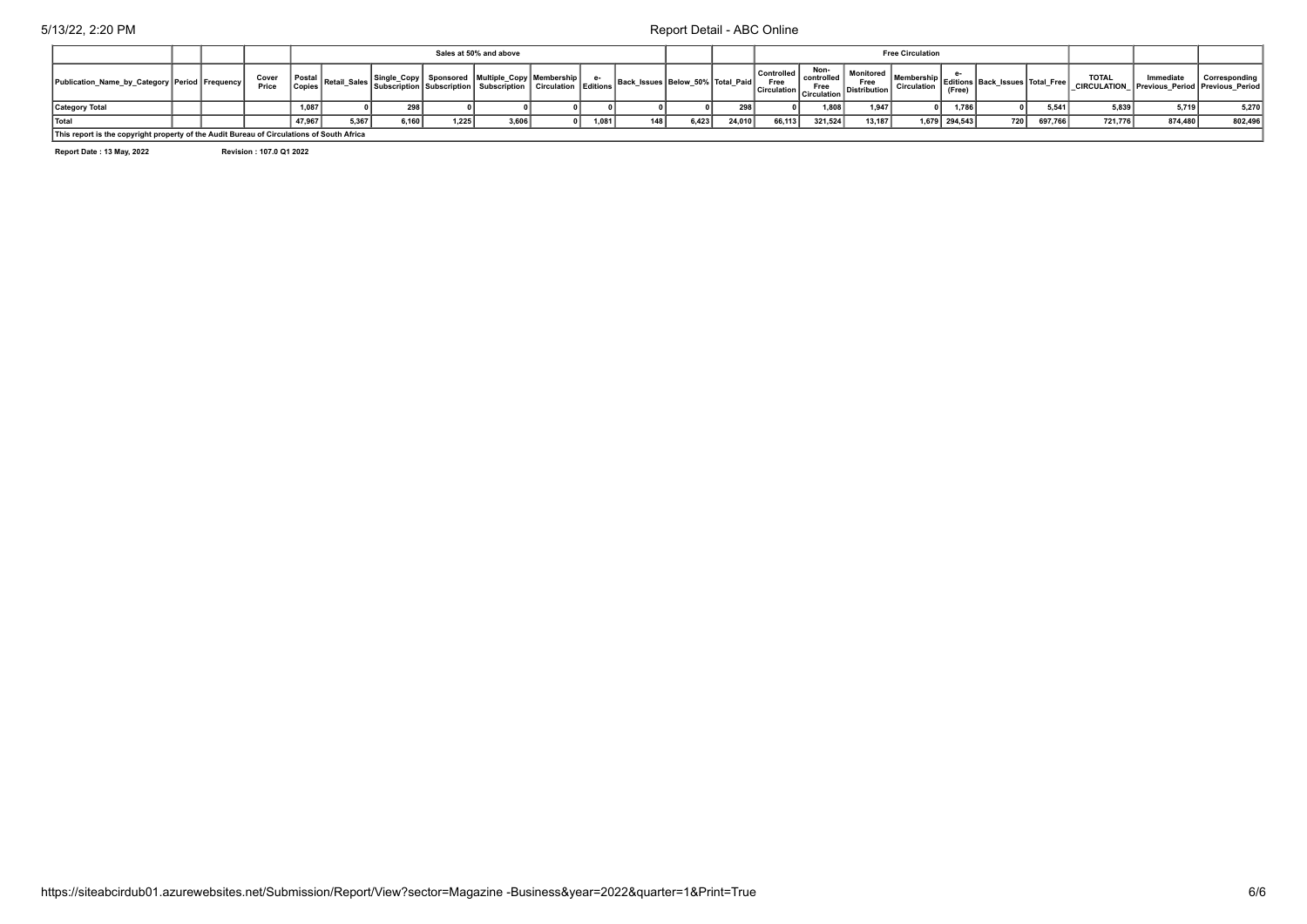| | | | | Sales at 50% and above | | | | | | | | | | Free Circulation | | | | | | | | | |
|---|---|---|---|---|---|---|---|---|---|---|---|---|---|---|---|---|---|---|---|---|---|---|---|
| Publication_Name_by_Category | Period | Frequency | Cover Price | Postal Copies | Retail_Sales | Single_Copy Subscription | Sponsored Subscription | Multiple_Copy Subscription | Membership Circulation | e-Editions | Back_Issues | Below_50% | Total_Paid | Controlled Free Circulation | Non-controlled Free Circulation | Monitored Free Distribution | Membership Circulation | e-Editions (Free) | Back_Issues | Total_Free | TOTAL _CIRCULATION_ | Immediate Previous_Period | Corresponding Previous_Period |
| Category Total | | | | 1,087 | 0 | 298 | 0 | 0 | 0 | 0 | 0 | 0 | 298 | 0 | 1,808 | 1,947 | 0 | 1,786 | 0 | 5,541 | 5,839 | 5,719 | 5,270 |
| Total | | | | 47,967 | 5,367 | 6,160 | 1,225 | 3,606 | 0 | 1,081 | 148 | 6,423 | 24,010 | 66,113 | 321,524 | 13,187 | 1,679 | 294,543 | 720 | 697,766 | 721,776 | 874,480 | 802,496 |

This report is the copyright property of the Audit Bureau of Circulations of South Africa

**Report Date : 13 May, 2022** **Revision : 107.0 Q1 2022**